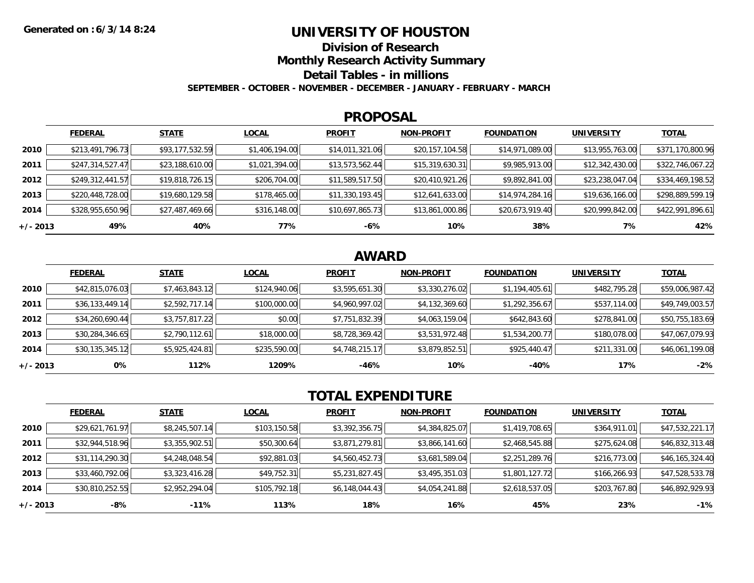**Generated on : 6/3/14 8:24**

# UNIVERSITY OF HOUSTON

## Division of Research

## Monthly Research Activity Summary

## Detail Tables - in millions

**SEPTEMBER - OCTOBER - NOVEMBER - DECEMBER - JANUARY - FEBRUARY - MARCH**

## PROPOSAL

| | FEDERAL | STATE | LOCAL | PROFIT | NON-PROFIT | FOUNDATION | UNIVERSITY | TOTAL |
|---|---|---|---|---|---|---|---|---|
| **2010** | $213,491,796.73 | $93,177,532.59 | $1,406,194.00 | $14,011,321.06 | $20,157,104.58 | $14,971,089.00 | $13,955,763.00 | $371,170,800.96 |
| **2011** | $247,314,527.47 | $23,188,610.00 | $1,021,394.00 | $13,573,562.44 | $15,319,630.31 | $9,985,913.00 | $12,342,430.00 | $322,746,067.22 |
| **2012** | $249,312,441.57 | $19,818,726.15 | $206,704.00 | $11,589,517.50 | $20,410,921.26 | $9,892,841.00 | $23,238,047.04 | $334,469,198.52 |
| **2013** | $220,448,728.00 | $19,680,129.58 | $178,465.00 | $11,330,193.45 | $12,641,633.00 | $14,974,284.16 | $19,636,166.00 | $298,889,599.19 |
| **2014** | $328,955,650.96 | $27,487,469.66 | $316,148.00 | $10,697,865.73 | $13,861,000.86 | $20,673,919.40 | $20,999,842.00 | $422,991,896.61 |
| **+/- 2013** | **49%** | **40%** | **77%** | **-6%** | **10%** | **38%** | **7%** | **42%** |

## AWARD

| | FEDERAL | STATE | LOCAL | PROFIT | NON-PROFIT | FOUNDATION | UNIVERSITY | TOTAL |
|---|---|---|---|---|---|---|---|---|
| **2010** | $42,815,076.03 | $7,463,843.12 | $124,940.06 | $3,595,651.30 | $3,330,276.02 | $1,194,405.61 | $482,795.28 | $59,006,987.42 |
| **2011** | $36,133,449.14 | $2,592,717.14 | $100,000.00 | $4,960,997.02 | $4,132,369.60 | $1,292,356.67 | $537,114.00 | $49,749,003.57 |
| **2012** | $34,260,690.44 | $3,757,817.22 | $0.00 | $7,751,832.39 | $4,063,159.04 | $642,843.60 | $278,841.00 | $50,755,183.69 |
| **2013** | $30,284,346.65 | $2,790,112.61 | $18,000.00 | $8,728,369.42 | $3,531,972.48 | $1,534,200.77 | $180,078.00 | $47,067,079.93 |
| **2014** | $30,135,345.12 | $5,925,424.81 | $235,590.00 | $4,748,215.17 | $3,879,852.51 | $925,440.47 | $211,331.00 | $46,061,199.08 |
| **+/- 2013** | **0%** | **112%** | **1209%** | **-46%** | **10%** | **-40%** | **17%** | **-2%** |

## TOTAL EXPENDITURE

| | FEDERAL | STATE | LOCAL | PROFIT | NON-PROFIT | FOUNDATION | UNIVERSITY | TOTAL |
|---|---|---|---|---|---|---|---|---|
| **2010** | $29,621,761.97 | $8,245,507.14 | $103,150.58 | $3,392,356.75 | $4,384,825.07 | $1,419,708.65 | $364,911.01 | $47,532,221.17 |
| **2011** | $32,944,518.96 | $3,355,902.51 | $50,300.64 | $3,871,279.81 | $3,866,141.60 | $2,468,545.88 | $275,624.08 | $46,832,313.48 |
| **2012** | $31,114,290.30 | $4,248,048.54 | $92,881.03 | $4,560,452.73 | $3,681,589.04 | $2,251,289.76 | $216,773.00 | $46,165,324.40 |
| **2013** | $33,460,792.06 | $3,323,416.28 | $49,752.31 | $5,231,827.45 | $3,495,351.03 | $1,801,127.72 | $166,266.93 | $47,528,533.78 |
| **2014** | $30,810,252.55 | $2,952,294.04 | $105,792.18 | $6,148,044.43 | $4,054,241.88 | $2,618,537.05 | $203,767.80 | $46,892,929.93 |
| **+/- 2013** | **-8%** | **-11%** | **113%** | **18%** | **16%** | **45%** | **23%** | **-1%** |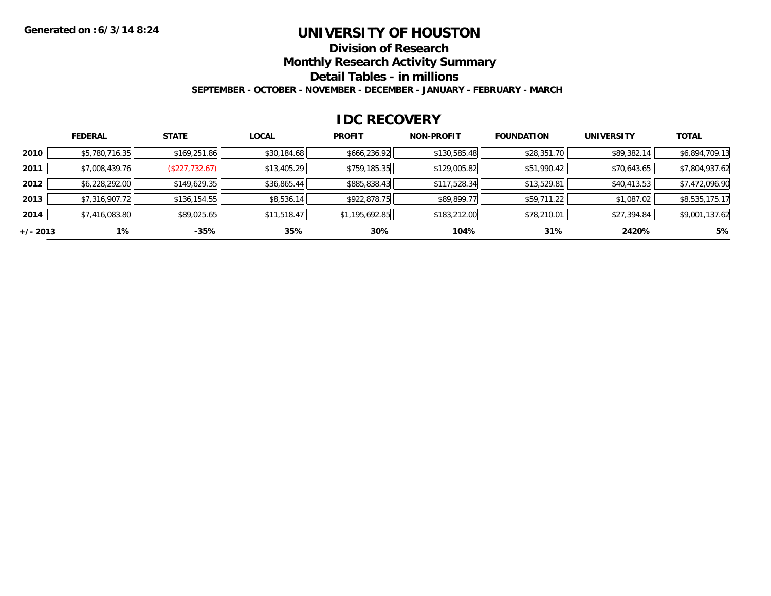Generated on :6/3/14 8:24

# UNIVERSITY OF HOUSTON

## Division of Research

## Monthly Research Activity Summary

## Detail Tables - in millions

**SEPTEMBER - OCTOBER - NOVEMBER - DECEMBER - JANUARY - FEBRUARY - MARCH**

## IDC RECOVERY

| | FEDERAL | STATE | LOCAL | PROFIT | NON-PROFIT | FOUNDATION | UNIVERSITY | TOTAL |
|---|---|---|---|---|---|---|---|---|
| **2010** | $5,780,716.35 | $169,251.86 | $30,184.68 | $666,236.92 | $130,585.48 | $28,351.70 | $89,382.14 | $6,894,709.13 |
| **2011** | $7,008,439.76 | ($227,732.67) | $13,405.29 | $759,185.35 | $129,005.82 | $51,990.42 | $70,643.65 | $7,804,937.62 |
| **2012** | $6,228,292.00 | $149,629.35 | $36,865.44 | $885,838.43 | $117,528.34 | $13,529.81 | $40,413.53 | $7,472,096.90 |
| **2013** | $7,316,907.72 | $136,154.55 | $8,536.14 | $922,878.75 | $89,899.77 | $59,711.22 | $1,087.02 | $8,535,175.17 |
| **2014** | $7,416,083.80 | $89,025.65 | $11,518.47 | $1,195,692.85 | $183,212.00 | $78,210.01 | $27,394.84 | $9,001,137.62 |
| **+/- 2013** | **1%** | **-35%** | **35%** | **30%** | **104%** | **31%** | **2420%** | **5%** |